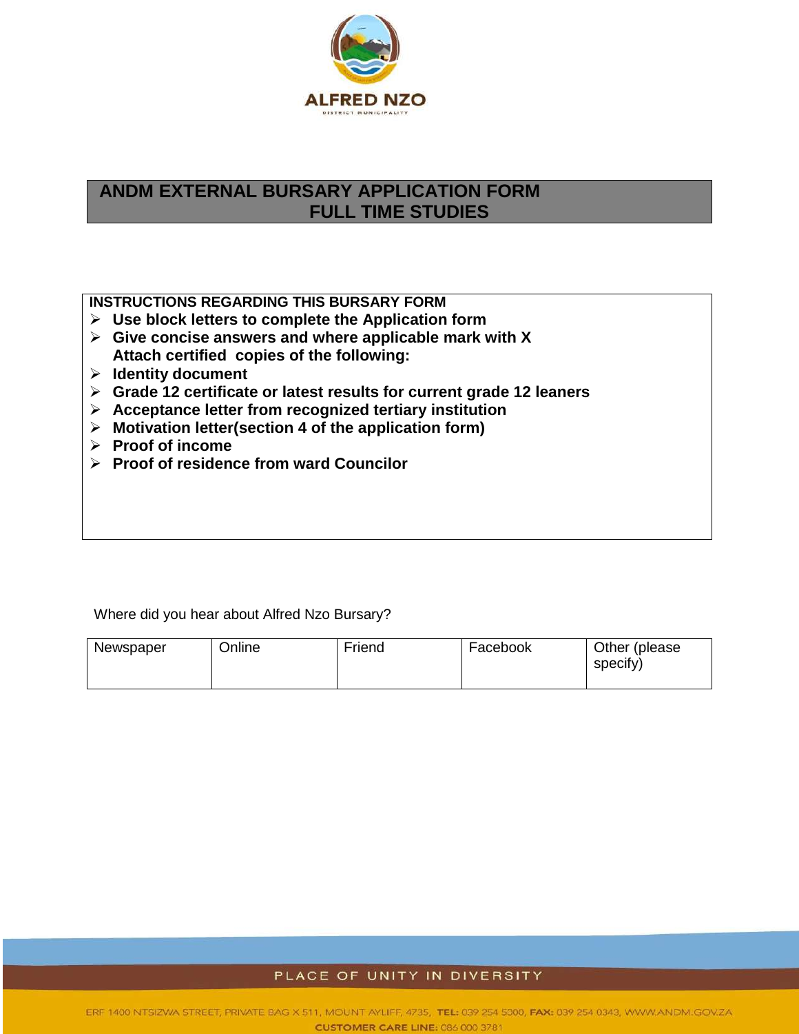ALFRED NZO

DISTRICT MUNICIPALITY

# ANDM EXTERNAL BURSARY APPLICATION FORM FULL TIME STUDIES

**INSTRUCTIONS REGARDING THIS BURSARY FORM**

- **Use block letters to complete the Application form**
- **Give concise answers and where applicable mark with X**

**Attach certified copies of the following:**

- **Identity document**
- **Grade 12 certificate or latest results for current grade 12 leaners**
- **Acceptance letter from recognized tertiary institution**
- **Motivation letter(section 4 of the application form)**
- **Proof of income**
- **Proof of residence from ward Councilor**

Where did you hear about Alfred Nzo Bursary?

| Newspaper | Online | Friend | Facebook | Other (please specify) |
| --- | --- | --- | --- | --- |
| | | | | |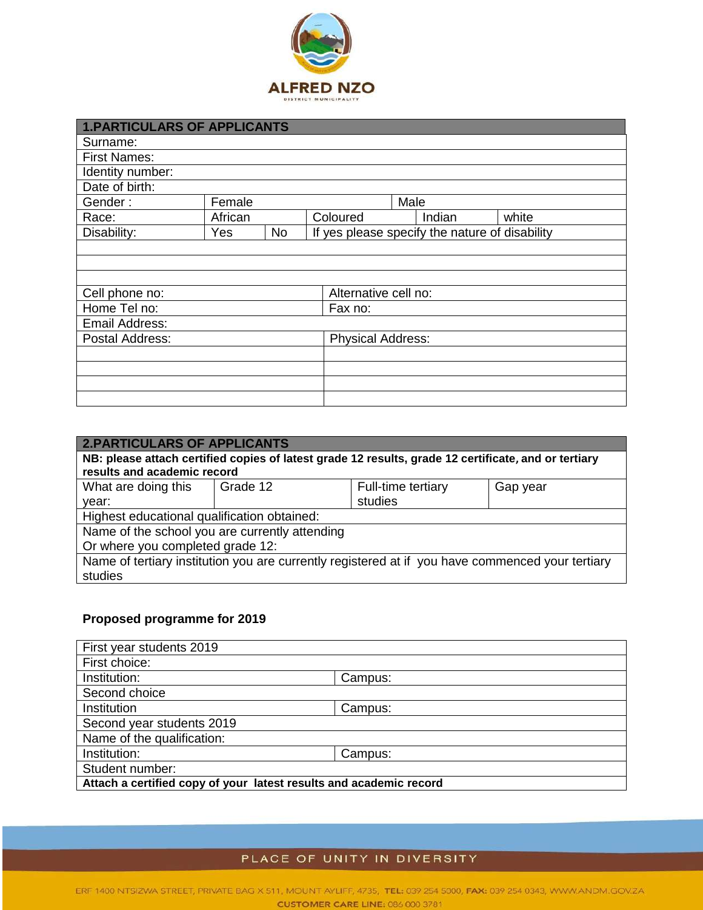ALFRED NZO

DISTRICT MUNICIPALITY

| 1.PARTICULARS OF APPLICANTS | | | | | |
|---|---|---|---|---|---|
| Surname: | | | | | |
| First Names: | | | | | |
| Identity number: | | | | | |
| Date of birth: | | | | | |
| Gender : | Female | | Male | | |
| Race: | African | | Coloured | Indian | white |
| Disability: | Yes | No | If yes please specify the nature of disability | | |
| | | | | | |
| | | | | | |
| | | | | | |

| | |
|---|---|
| Cell phone no: | Alternative cell no: |
| Home Tel no: | Fax no: |
| Email Address: | |
| Postal Address: | Physical Address: |
| | |
| | |
| | |
| | |

| 2.PARTICULARS OF APPLICANTS | | | |
|---|---|---|---|
| **NB: please attach certified copies of latest grade 12 results, grade 12 certificate, and or tertiary results and academic record** | | | |
| What are doing this year: | Grade 12 | Full-time tertiary studies | Gap year |
| Highest educational qualification obtained: | | | |
| Name of the school you are currently attending Or where you completed grade 12: | | | |
| Name of tertiary institution you are currently registered at if you have commenced your tertiary studies | | | |

**Proposed programme for 2019**

| First year students 2019 | |
|---|---|
| First choice: | |
| Institution: | Campus: |
| Second choice | |
| Institution | Campus: |
| Second year students 2019 | |
| Name of the qualification: | |
| Institution: | Campus: |
| Student number: | |
| **Attach a certified copy of your latest results and academic record** | |

PLACE OF UNITY IN DIVERSITY

ERF 1400 NTSIZWA STREET, PRIVATE BAG X 511, MOUNT AYLIFF, 4735, **TEL:** 039 254 5000, **FAX:** 039 254 0343, WWW.ANDM.GOV.ZA

**CUSTOMER CARE LINE:** 086 000 3781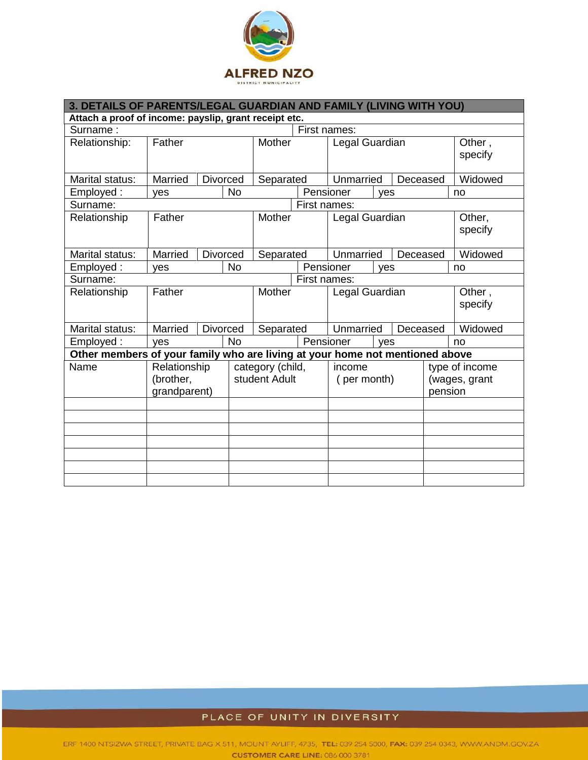| 3. DETAILS OF PARENTS/LEGAL GUARDIAN AND FAMILY (LIVING WITH YOU) | | | | | | | |
|---|---|---|---|---|---|---|---|
| **Attach a proof of income: payslip, grant receipt etc.** | | | | | | | |
| Surname : | | | | First names: | | | |
| Relationship: | Father | | Mother | Legal Guardian | | | Other , specify |
| Marital status: | Married | Divorced | Separated | Unmarried | Deceased | | Widowed |
| Employed : | yes | No | | Pensioner | yes | | no |
| Surname: | | | | First names: | | | |
| Relationship | Father | | Mother | Legal Guardian | | | Other, specify |
| Marital status: | Married | Divorced | Separated | Unmarried | Deceased | | Widowed |
| Employed : | yes | No | | Pensioner | yes | | no |
| Surname: | | | | First names: | | | |
| Relationship | Father | | Mother | Legal Guardian | | | Other , specify |
| Marital status: | Married | Divorced | Separated | Unmarried | Deceased | | Widowed |
| Employed : | yes | No | | Pensioner | yes | | no |

**Other members of your family who are living at your home not mentioned above**

| Name | Relationship (brother, grandparent) | category (child, student Adult | income ( per month) | type of income (wages, grant pension |
|---|---|---|---|---|
| | | | | |
| | | | | |
| | | | | |
| | | | | |
| | | | | |
| | | | | |
| | | | | |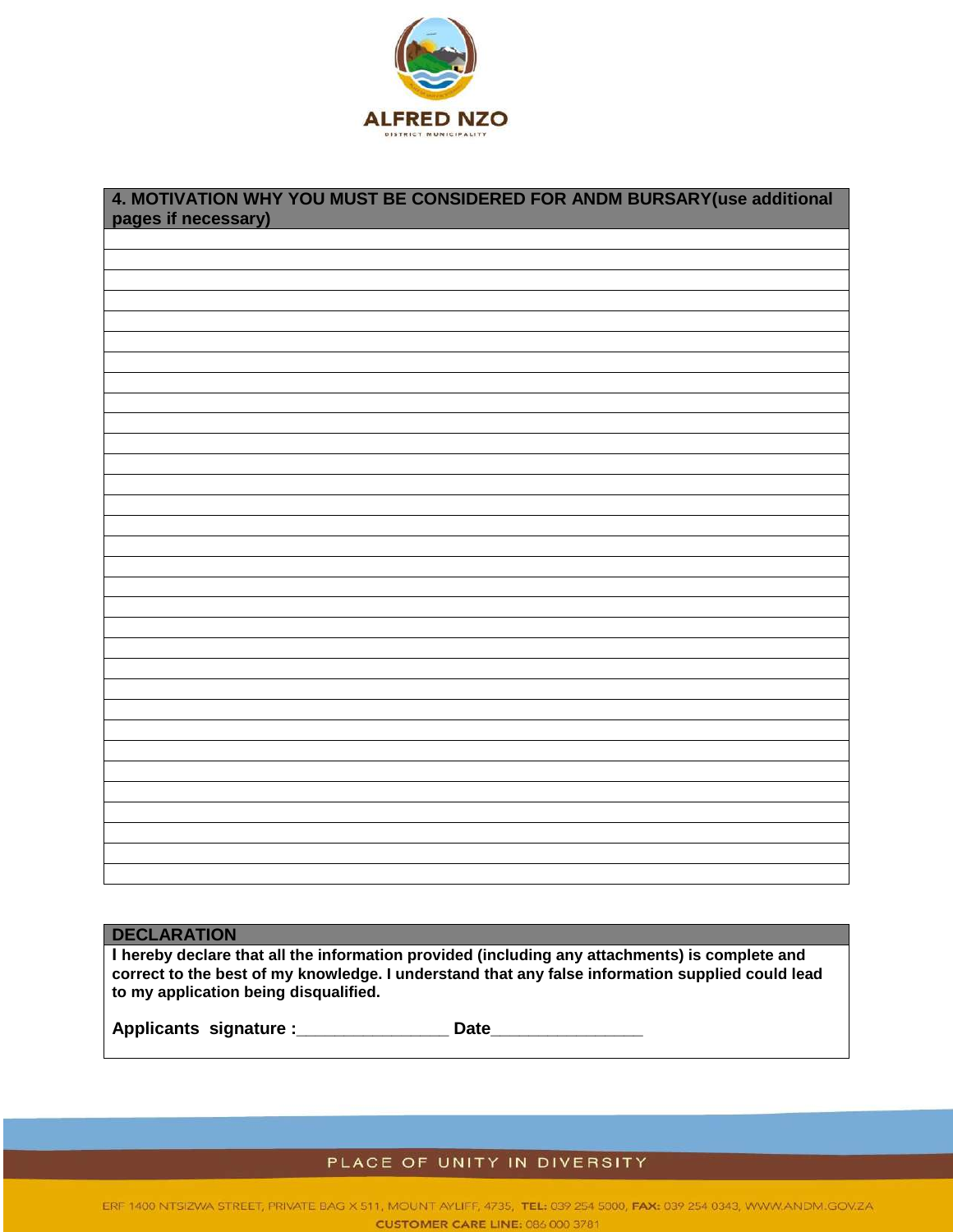ALFRED NZO
DISTRICT MUNICIPALITY

| 4. MOTIVATION WHY YOU MUST BE CONSIDERED FOR ANDM BURSARY(use additional pages if necessary) |
| --- |
| |
| |
| |
| |
| |
| |
| |
| |
| |
| |
| |
| |
| |
| |
| |
| |
| |
| |
| |
| |
| |
| |
| |
| |
| |
| |
| |
| |
| |
| |
| |
| |

**DECLARATION**

**I hereby declare that all the information provided (including any attachments) is complete and correct to the best of my knowledge. I understand that any false information supplied could lead to my application being disqualified.**

**Applicants signature :**_______________ **Date**_______________

PLACE OF UNITY IN DIVERSITY

ERF 1400 NTSIZWA STREET, PRIVATE BAG X 511, MOUNT AYLIFF, 4735, **TEL:** 039 254 5000, **FAX:** 039 254 0343, WWW.ANDM.GOV.ZA

**CUSTOMER CARE LINE:** 086 000 3781